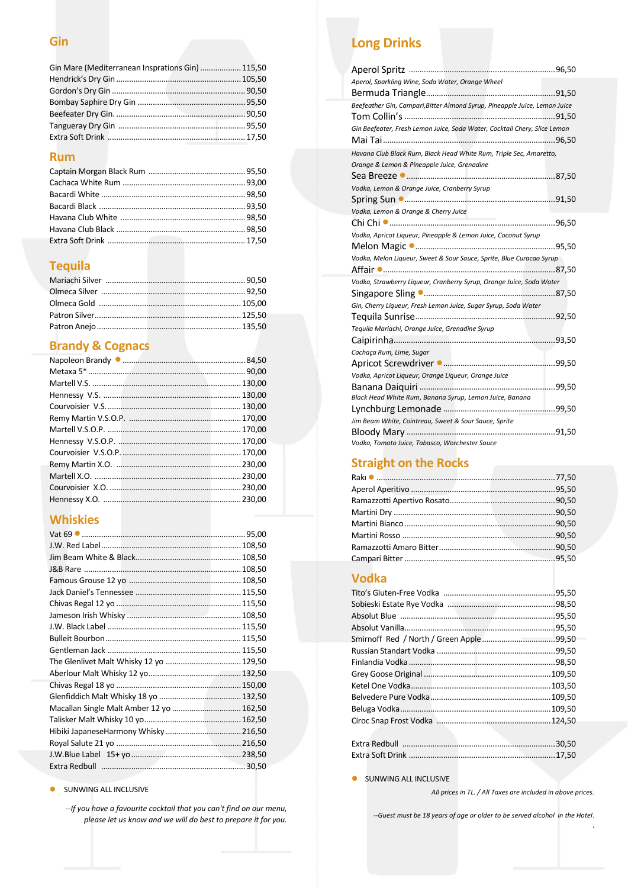## Gin

- Gin Mare (Mediterranean Insprations Gin) .................. 115,50
- Hendrick's Dry Gin ................................................. 105,50
- Gordon's Dry Gin ....................................................... 90,50
- Bombay Saphire Dry Gin .............................................. 95,50
- Beefeater Dry Gin. ..................................................... 90,50
- Tangueray Dry Gin ..................................................... 95,50
- Extra Soft Drink ........................................................ 17,50

## Rum

- Captain Morgan Black Rum .......................................... 95,50
- Cachaca White Rum .................................................... 93,00
- Bacardi White ............................................................ 98,50
- Bacardi Black ............................................................. 93,50
- Havana Club White ...................................................... 98,50
- Havana Club Black ...................................................... 98,50
- Extra Soft Drink ......................................................... 17,50

## Tequila

- Mariachi Silver ............................................................ 90,50
- Olmeca Silver ............................................................. 92,50
- Olmeca Gold ............................................................... 105,00
- Patron Silver .............................................................. 125,50
- Patron Anejo ............................................................... 135,50

## Brandy & Cognacs

- Napoleon Brandy ● ....................................................... 84,50
- Metaxa 5* ................................................................... 90,00
- Martell V.S. ................................................................ 130,00
- Hennessy V.S. ............................................................ 130,00
- Courvoisier V.S. .......................................................... 130,00
- Remy Martin V.S.O.P. .................................................. 170,00
- Martell V.S.O.P. .......................................................... 170,00
- Hennessy V.S.O.P. ...................................................... 170,00
- Courvoisier V.S.O.P. ................................................... 170,00
- Remy Martin X.O. ....................................................... 230,00
- Martell X.O. ............................................................... 230,00
- Courvoisier X.O. ......................................................... 230,00
- Hennessy X.O. ........................................................... 230,00

## Whiskies

- Vat 69 ● ..................................................................... 95,00
- J.W. Red Label ............................................................ 108,50
- Jim Beam White & Black ............................................... 108,50
- J&B Rare .................................................................... 108,50
- Famous Grouse 12 yo ................................................... 108,50
- Jack Daniel's Tennessee ................................................ 115,50
- Chivas Regal 12 yo ....................................................... 115,50
- Jameson Irish Whisky .................................................... 108,50
- J.W. Black Label .......................................................... 115,50
- Bulleit Bourbon ............................................................ 115,50
- Gentleman Jack ........................................................... 115,50
- The Glenlivet Malt Whisky 12 yo ..................................... 129,50
- Aberlour Malt Whisky 12 yo ............................................ 132,50
- Chivas Regal 18 yo ....................................................... 150,00
- Glenfiddich Malt Whisky 18 yo ........................................ 132,50
- Macallan Single Malt Amber 12 yo ................................... 162,50
- Talisker Malt Whisky 10 yo ............................................. 162,50
- Hibiki JapaneseHarmony Whisky ..................................... 216,50
- Royal Salute 21 yo ....................................................... 216,50
- J.W.Blue Label 15+ yo .................................................. 238,50
- Extra Redbull .............................................................. 30,50

● SUNWING ALL INCLUSIVE

*--If you have a favourite cocktail that you can't find on our menu, please let us know and we will do best to prepare it for you.*

## Long Drinks

- Aperol Spritz ............................................................. 96,50
  *Aperol, Sparkling Wine, Soda Water, Orange Wheel*
- Bermuda Triangle ........................................................ 91,50
  *Beefeather Gin, Campari,Bitter Almond Syrup, Pineapple Juice, Lemon Juice*
- Tom Collin's .............................................................. 91,50
  *Gin Beefeater, Fresh Lemon Juice, Soda Water, Cocktail Chery, Slice Lemon*
- Mai Tai ..................................................................... 96,50
  *Havana Club Black Rum, Black Head White Rum, Triple Sec, Amaretto, Orange & Lemon & Pineapple Juice, Grenadine*
- Sea Breeze ● .............................................................. 87,50
  *Vodka, Lemon & Orange Juice, Cranberry Syrup*
- Spring Sun ● ............................................................... 91,50
  *Vodka, Lemon & Orange & Cherry Juice*
- Chi Chi ● ................................................................... 96,50
  *Vodka, Apricot Liqueur, Pineapple & Lemon Juice, Coconut Syrup*
- Melon Magic ● ............................................................ 95,50
  *Vodka, Melon Liqueur, Sweet & Sour Sauce, Sprite, Blue Curacao Syrup*
- Affair ● ..................................................................... 87,50
  *Vodka, Strawberry Liqueur, Cranberry Syrup, Orange Juice, Soda Water*
- Singapore Sling ● ........................................................ 87,50
  *Gin, Cherry Liqueur, Fresh Lemon Juice, Sugar Syrup, Soda Water*
- Tequila Sunrise ............................................................ 92,50
  *Tequila Mariachi, Orange Juice, Grenadine Syrup*
- Caipirinha .................................................................. 93,50
  *Cachaça Rum, Lime, Sugar*
- Apricot Screwdriver ● ................................................... 99,50
  *Vodka, Apricot Liqueur, Orange Liqueur, Orange Juice*
- Banana Daiquiri ........................................................... 99,50
  *Black Head White Rum, Banana Syrup, Lemon Juice, Banana*
- Lynchburg Lemonade .................................................... 99,50
  *Jim Beam White, Cointreau, Sweet & Sour Sauce, Sprite*
- Bloody Mary ............................................................... 91,50
  *Vodka, Tomato Juice, Tabasco, Worchester Sauce*

## Straight on the Rocks

- Rakı ● ....................................................................... 77,50
- Aperol Aperitivo .......................................................... 95,50
- Ramazzotti Apertivo Rosato ............................................ 90,50
- Martini Dry ................................................................. 90,50
- Martini Bianco ............................................................. 90,50
- Martini Rosso .............................................................. 90,50
- Ramazzotti Amaro Bitter ................................................ 90,50
- Campari Bitter ............................................................. 95,50

## Vodka

- Tito's Gluten-Free Vodka ............................................... 95,50
- Sobieski Estate Rye Vodka ............................................. 98,50
- Absolut Blue ............................................................... 95,50
- Absolut Vanilla ............................................................ 95,50
- Smirnoff Red / North / Green Apple ................................. 99,50
- Russian Standart Vodka ................................................. 99,50
- Finlandia Vodka ........................................................... 98,50
- Grey Goose Original ..................................................... 109,50
- Ketel One Vodka .......................................................... 103,50
- Belvedere Pure Vodka ................................................... 109,50
- Beluga Vodka .............................................................. 109,50
- Ciroc Snap Frost Vodka ................................................. 124,50

- Extra Redbull .............................................................. 30,50
- Extra Soft Drink ........................................................... 17,50

● SUNWING ALL INCLUSIVE

*All prices in TL. / All Taxes are included in above prices.*

*--Guest must be 18 years of age or older to be served alcohol in the Hotel.*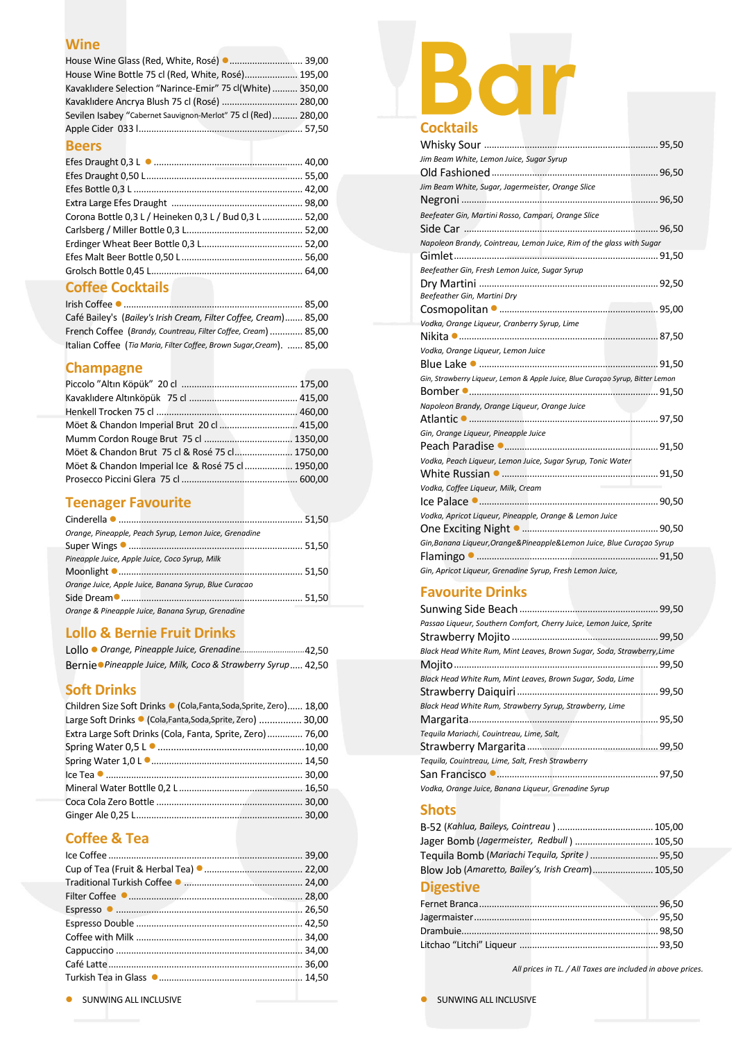## Wine

- House Wine Glass (Red, White, Rosé) ● ........ 39,00
- House Wine Bottle 75 cl (Red, White, Rosé) ........ 195,00
- Kavaklıdere Selection "Narince-Emir" 75 cl(White) ........ 350,00
- Kavaklıdere Ancrya Blush 75 cl (Rosé) ........ 280,00
- Sevilen Isabey "Cabernet Sauvignon-Merlot" 75 cl (Red) ........ 280,00
- Apple Cider 033 l ........ 57,50

## Beers

- Efes Draught 0,3 L ● ........ 40,00
- Efes Draught 0,50 L ........ 55,00
- Efes Bottle 0,3 L ........ 42,00
- Extra Large Efes Draught ........ 98,00
- Corona Bottle 0,3 L / Heineken 0,3 L / Bud 0,3 L ........ 52,00
- Carlsberg / Miller Bottle 0,3 L ........ 52,00
- Erdinger Wheat Beer Bottle 0,3 L ........ 52,00
- Efes Malt Beer Bottle 0,50 L ........ 56,00
- Grolsch Bottle 0,45 L ........ 64,00

## Coffee Cocktails

- Irish Coffee ● ........ 85,00
- Café Bailey's (*Bailey's Irish Cream, Filter Coffee, Cream*) ........ 85,00
- French Coffee (*Brandy, Countreau, Filter Coffee, Cream*) ........ 85,00
- Italian Coffee (*Tia Maria, Filter Coffee, Brown Sugar,Cream*). ........ 85,00

## Champagne

- Piccolo "Altın Köpük" 20 cl ........ 175,00
- Kavaklıdere Altınköpük 75 cl ........ 415,00
- Henkell Trocken 75 cl ........ 460,00
- Möet & Chandon Imperial Brut 20 cl ........ 415,00
- Mumm Cordon Rouge Brut 75 cl ........ 1350,00
- Möet & Chandon Brut 75 cl & Rosé 75 cl ........ 1750,00
- Möet & Chandon Imperial Ice & Rosé 75 cl ........ 1950,00
- Prosecco Piccini Glera 75 cl ........ 600,00

## Teenager Favourite

- Cinderella ● ........ 51,50
  *Orange, Pineapple, Peach Syrup, Lemon Juice, Grenadine*
- Super Wings ● ........ 51,50
  *Pineapple Juice, Apple Juice, Coco Syrup, Milk*
- Moonlight ● ........ 51,50
  *Orange Juice, Apple Juice, Banana Syrup, Blue Curacao*
- Side Dream ● ........ 51,50
  *Orange & Pineapple Juice, Banana Syrup, Grenadine*

## Lollo & Bernie Fruit Drinks

- Lollo ● *Orange, Pineapple Juice, Grenadine.* ........ 42,50
- Bernie ● *Pineapple Juice, Milk, Coco & Strawberry Syrup* ........ 42,50

## Soft Drinks

- Children Size Soft Drinks ● (Cola,Fanta,Soda,Sprite, Zero) ........ 18,00
- Large Soft Drinks ● (Cola,Fanta,Soda,Sprite, Zero) ........ 30,00
- Extra Large Soft Drinks (Cola, Fanta, Sprite, Zero) ........ 76,00
- Spring Water 0,5 L ● ........ 10,00
- Spring Water 1,0 L ● ........ 14,50
- Ice Tea ● ........ 30,00
- Mineral Water Bottlle 0,2 L ........ 16,50
- Coca Cola Zero Bottle ........ 30,00
- Ginger Ale 0,25 L ........ 30,00

## Coffee & Tea

- Ice Coffee ........ 39,00
- Cup of Tea (Fruit & Herbal Tea) ● ........ 22,00
- Traditional Turkish Coffee ● ........ 24,00
- Filter Coffee ● ........ 28,00
- Espresso ● ........ 26,50
- Espresso Double ........ 42,50
- Coffee with Milk ........ 34,00
- Cappuccino ........ 34,00
- Café Latte ........ 36,00
- Turkish Tea in Glass ● ........ 14,50

● SUNWING ALL INCLUSIVE

# Bar

## Cocktails

- Whisky Sour ........ 95,50
  *Jim Beam White, Lemon Juice, Sugar Syrup*
- Old Fashioned ........ 96,50
  *Jim Beam White, Sugar, Jagermeister, Orange Slice*
- Negroni ........ 96,50
  *Beefeater Gin, Martini Rosso, Campari, Orange Slice*
- Side Car ........ 96,50
  *Napoleon Brandy, Cointreau, Lemon Juice, Rim of the glass with Sugar*
- Gimlet ........ 91,50
  *Beefeater Gin, Fresh Lemon Juice, Sugar Syrup*
- Dry Martini ........ 92,50
  *Beefeater Gin, Martini Dry*
- Cosmopolitan ● ........ 95,00
  *Vodka, Orange Liqueur, Cranberry Syrup, Lime*
- Nikita ● ........ 87,50
  *Vodka, Orange Liqueur, Lemon Juice*
- Blue Lake ● ........ 91,50
  *Gin, Strawberry Liqueur, Lemon & Apple Juice, Blue Curaçao Syrup, Bitter Lemon*
- Bomber ● ........ 91,50
  *Napoleon Brandy, Orange Liqueur, Orange Juice*
- Atlantic ● ........ 97,50
  *Gin, Orange Liqueur, Pineapple Juice*
- Peach Paradise ● ........ 91,50
  *Vodka, Peach Liqueur, Lemon Juice, Sugar Syrup, Tonic Water*
- White Russian ● ........ 91,50
  *Vodka, Coffee Liqueur, Milk, Cream*
- Ice Palace ● ........ 90,50
  *Vodka, Apricot Liqueur, Pineapple, Orange & Lemon Juice*
- One Exciting Night ● ........ 90,50
  *Gin,Banana Liqueur,Orange&Pineapple&Lemon Juice, Blue Curaçao Syrup*
- Flamingo ● ........ 91,50
  *Gin, Apricot Liqueur, Grenadine Syrup, Fresh Lemon Juice,*

## Favourite Drinks

- Sunwing Side Beach ........ 99,50
  *Passao Liqueur, Southern Comfort, Cherry Juice, Lemon Juice, Sprite*
- Strawberry Mojito ........ 99,50
  *Black Head White Rum, Mint Leaves, Brown Sugar, Soda, Strawberry,Lime*
- Mojito ........ 99,50
  *Black Head White Rum, Mint Leaves, Brown Sugar, Soda, Lime*
- Strawberry Daiquiri ........ 99,50
  *Black Head White Rum, Strawberry Syrup, Strawberry, Lime*
- Margarita ........ 95,50
  *Tequila Mariachi, Couintreau, Lime, Salt,*
- Strawberry Margarita ........ 99,50
  *Tequila, Couintreau, Lime, Salt, Fresh Strawberry*
- San Francisco ● ........ 97,50
  *Vodka, Orange Juice, Banana Liqueur, Grenadine Syrup*

## Shots

- B-52 (*Kahlua, Baileys, Cointreau* ) ........ 105,00
- Jager Bomb (*Jagermeister, Redbull* ) ........ 105,50
- Tequila Bomb (*Mariachi Tequila, Sprite* ) ........ 95,50
- Blow Job (*Amaretto, Bailey's, Irish Cream*) ........ 105,50

## Digestive

- Fernet Branca ........ 96,50
- Jagermaister ........ 95,50
- Drambuie ........ 98,50
- Litchao "Litchi" Liqueur ........ 93,50

*All prices in TL. / All Taxes are included in above prices.*

● SUNWING ALL INCLUSIVE